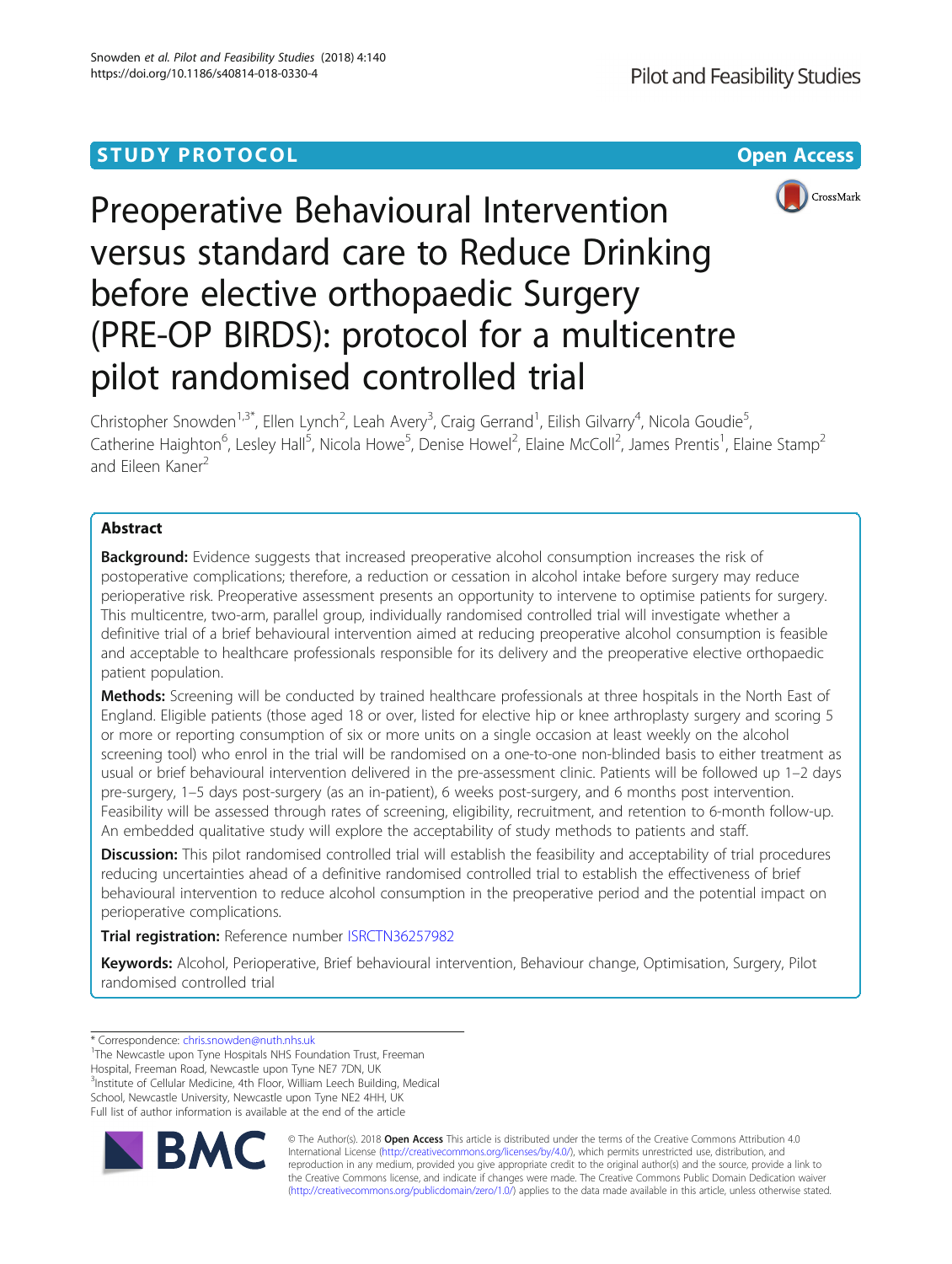STUDY PROTOCOL

Open Access

# Preoperative Behavioural Intervention versus standard care to Reduce Drinking before elective orthopaedic Surgery (PRE-OP BIRDS): protocol for a multicentre pilot randomised controlled trial

Christopher Snowden[1,3*], Ellen Lynch[2], Leah Avery[3], Craig Gerrand[1], Eilish Gilvarry[4], Nicola Goudie[5], Catherine Haighton[6], Lesley Hall[5], Nicola Howe[5], Denise Howel[2], Elaine McColl[2], James Prentis[1], Elaine Stamp[2] and Eileen Kaner[2]

## Abstract

**Background:** Evidence suggests that increased preoperative alcohol consumption increases the risk of postoperative complications; therefore, a reduction or cessation in alcohol intake before surgery may reduce perioperative risk. Preoperative assessment presents an opportunity to intervene to optimise patients for surgery. This multicentre, two-arm, parallel group, individually randomised controlled trial will investigate whether a definitive trial of a brief behavioural intervention aimed at reducing preoperative alcohol consumption is feasible and acceptable to healthcare professionals responsible for its delivery and the preoperative elective orthopaedic patient population.

**Methods:** Screening will be conducted by trained healthcare professionals at three hospitals in the North East of England. Eligible patients (those aged 18 or over, listed for elective hip or knee arthroplasty surgery and scoring 5 or more or reporting consumption of six or more units on a single occasion at least weekly on the alcohol screening tool) who enrol in the trial will be randomised on a one-to-one non-blinded basis to either treatment as usual or brief behavioural intervention delivered in the pre-assessment clinic. Patients will be followed up 1–2 days pre-surgery, 1–5 days post-surgery (as an in-patient), 6 weeks post-surgery, and 6 months post intervention. Feasibility will be assessed through rates of screening, eligibility, recruitment, and retention to 6-month follow-up. An embedded qualitative study will explore the acceptability of study methods to patients and staff.

**Discussion:** This pilot randomised controlled trial will establish the feasibility and acceptability of trial procedures reducing uncertainties ahead of a definitive randomised controlled trial to establish the effectiveness of brief behavioural intervention to reduce alcohol consumption in the preoperative period and the potential impact on perioperative complications.

**Trial registration:** Reference number ISRCTN36257982

**Keywords:** Alcohol, Perioperative, Brief behavioural intervention, Behaviour change, Optimisation, Surgery, Pilot randomised controlled trial

---

\* Correspondence: chris.snowden@nuth.nhs.uk

[1]The Newcastle upon Tyne Hospitals NHS Foundation Trust, Freeman Hospital, Freeman Road, Newcastle upon Tyne NE7 7DN, UK

[3]Institute of Cellular Medicine, 4th Floor, William Leech Building, Medical School, Newcastle University, Newcastle upon Tyne NE2 4HH, UK

Full list of author information is available at the end of the article

© The Author(s). 2018 **Open Access** This article is distributed under the terms of the Creative Commons Attribution 4.0 International License (http://creativecommons.org/licenses/by/4.0/), which permits unrestricted use, distribution, and reproduction in any medium, provided you give appropriate credit to the original author(s) and the source, provide a link to the Creative Commons license, and indicate if changes were made. The Creative Commons Public Domain Dedication waiver (http://creativecommons.org/publicdomain/zero/1.0/) applies to the data made available in this article, unless otherwise stated.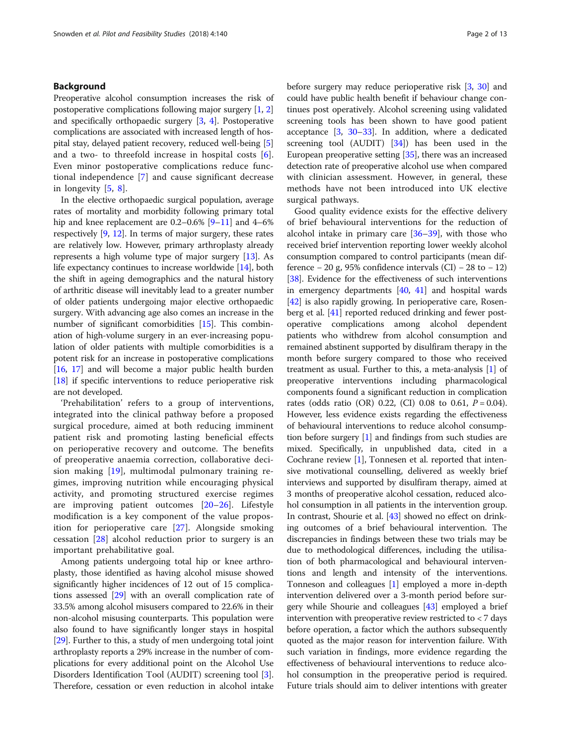## Background

Preoperative alcohol consumption increases the risk of postoperative complications following major surgery [1, 2] and specifically orthopaedic surgery [3, 4]. Postoperative complications are associated with increased length of hospital stay, delayed patient recovery, reduced well-being [5] and a two- to threefold increase in hospital costs [6]. Even minor postoperative complications reduce functional independence [7] and cause significant decrease in longevity [5, 8].

In the elective orthopaedic surgical population, average rates of mortality and morbidity following primary total hip and knee replacement are 0.2–0.6% [9–11] and 4–6% respectively [9, 12]. In terms of major surgery, these rates are relatively low. However, primary arthroplasty already represents a high volume type of major surgery [13]. As life expectancy continues to increase worldwide [14], both the shift in ageing demographics and the natural history of arthritic disease will inevitably lead to a greater number of older patients undergoing major elective orthopaedic surgery. With advancing age also comes an increase in the number of significant comorbidities [15]. This combination of high-volume surgery in an ever-increasing population of older patients with multiple comorbidities is a potent risk for an increase in postoperative complications [16, 17] and will become a major public health burden [18] if specific interventions to reduce perioperative risk are not developed.

'Prehabilitation' refers to a group of interventions, integrated into the clinical pathway before a proposed surgical procedure, aimed at both reducing imminent patient risk and promoting lasting beneficial effects on perioperative recovery and outcome. The benefits of preoperative anaemia correction, collaborative decision making [19], multimodal pulmonary training regimes, improving nutrition while encouraging physical activity, and promoting structured exercise regimes are improving patient outcomes [20–26]. Lifestyle modification is a key component of the value proposition for perioperative care [27]. Alongside smoking cessation [28] alcohol reduction prior to surgery is an important prehabilitative goal.

Among patients undergoing total hip or knee arthroplasty, those identified as having alcohol misuse showed significantly higher incidences of 12 out of 15 complications assessed [29] with an overall complication rate of 33.5% among alcohol misusers compared to 22.6% in their non-alcohol misusing counterparts. This population were also found to have significantly longer stays in hospital [29]. Further to this, a study of men undergoing total joint arthroplasty reports a 29% increase in the number of complications for every additional point on the Alcohol Use Disorders Identification Tool (AUDIT) screening tool [3]. Therefore, cessation or even reduction in alcohol intake before surgery may reduce perioperative risk [3, 30] and could have public health benefit if behaviour change continues post operatively. Alcohol screening using validated screening tools has been shown to have good patient acceptance [3, 30–33]. In addition, where a dedicated screening tool (AUDIT) [34]) has been used in the European preoperative setting [35], there was an increased detection rate of preoperative alcohol use when compared with clinician assessment. However, in general, these methods have not been introduced into UK elective surgical pathways.

Good quality evidence exists for the effective delivery of brief behavioural interventions for the reduction of alcohol intake in primary care [36–39], with those who received brief intervention reporting lower weekly alcohol consumption compared to control participants (mean difference − 20 g, 95% confidence intervals (CI) − 28 to − 12) [38]. Evidence for the effectiveness of such interventions in emergency departments [40, 41] and hospital wards [42] is also rapidly growing. In perioperative care, Rosenberg et al. [41] reported reduced drinking and fewer postoperative complications among alcohol dependent patients who withdrew from alcohol consumption and remained abstinent supported by disulfiram therapy in the month before surgery compared to those who received treatment as usual. Further to this, a meta-analysis [1] of preoperative interventions including pharmacological components found a significant reduction in complication rates (odds ratio (OR) 0.22, (CI) 0.08 to 0.61, $P = 0.04$). However, less evidence exists regarding the effectiveness of behavioural interventions to reduce alcohol consumption before surgery [1] and findings from such studies are mixed. Specifically, in unpublished data, cited in a Cochrane review [1], Tonnesen et al. reported that intensive motivational counselling, delivered as weekly brief interviews and supported by disulfiram therapy, aimed at 3 months of preoperative alcohol cessation, reduced alcohol consumption in all patients in the intervention group. In contrast, Shourie et al. [43] showed no effect on drinking outcomes of a brief behavioural intervention. The discrepancies in findings between these two trials may be due to methodological differences, including the utilisation of both pharmacological and behavioural interventions and length and intensity of the interventions. Tonneson and colleagues [1] employed a more in-depth intervention delivered over a 3-month period before surgery while Shourie and colleagues [43] employed a brief intervention with preoperative review restricted to < 7 days before operation, a factor which the authors subsequently quoted as the major reason for intervention failure. With such variation in findings, more evidence regarding the effectiveness of behavioural interventions to reduce alcohol consumption in the preoperative period is required. Future trials should aim to deliver intentions with greater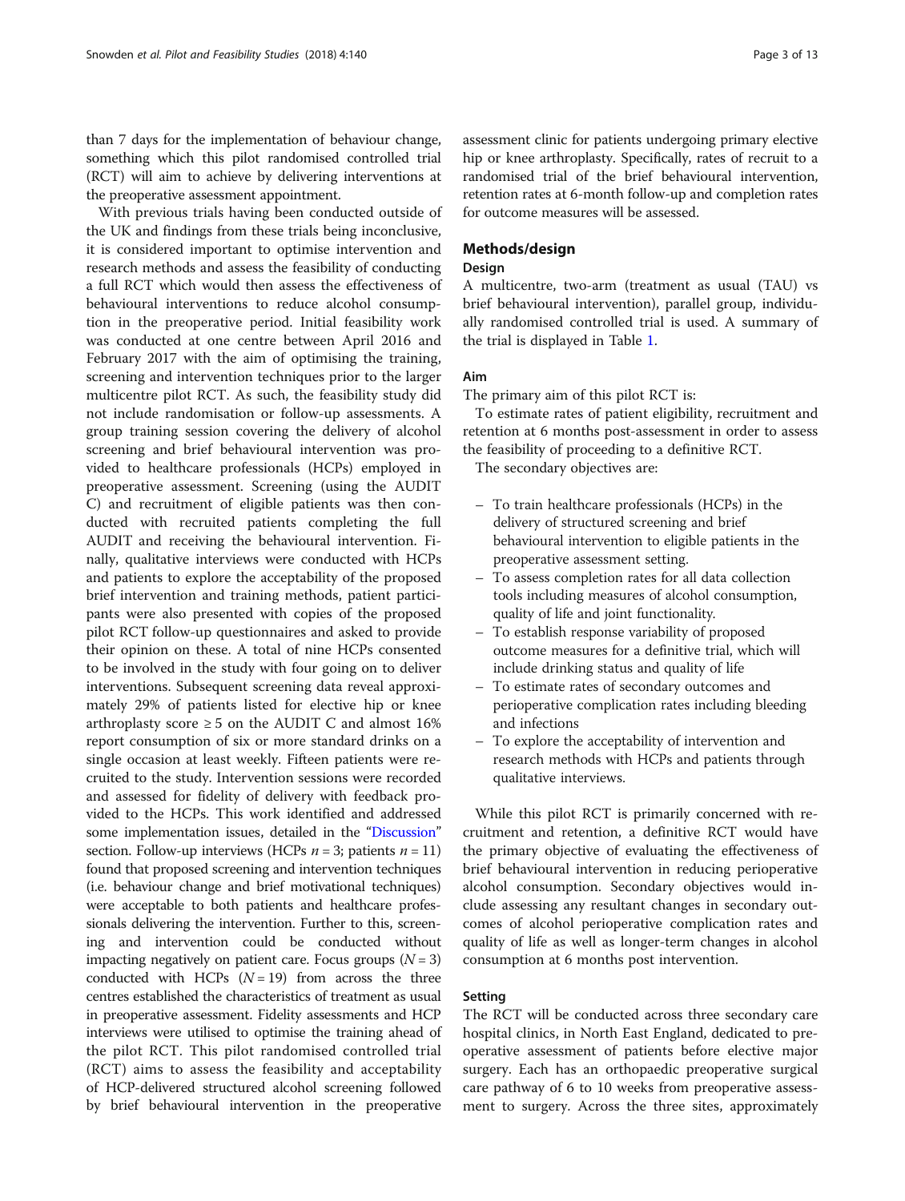than 7 days for the implementation of behaviour change, something which this pilot randomised controlled trial (RCT) will aim to achieve by delivering interventions at the preoperative assessment appointment.

With previous trials having been conducted outside of the UK and findings from these trials being inconclusive, it is considered important to optimise intervention and research methods and assess the feasibility of conducting a full RCT which would then assess the effectiveness of behavioural interventions to reduce alcohol consumption in the preoperative period. Initial feasibility work was conducted at one centre between April 2016 and February 2017 with the aim of optimising the training, screening and intervention techniques prior to the larger multicentre pilot RCT. As such, the feasibility study did not include randomisation or follow-up assessments. A group training session covering the delivery of alcohol screening and brief behavioural intervention was provided to healthcare professionals (HCPs) employed in preoperative assessment. Screening (using the AUDIT C) and recruitment of eligible patients was then conducted with recruited patients completing the full AUDIT and receiving the behavioural intervention. Finally, qualitative interviews were conducted with HCPs and patients to explore the acceptability of the proposed brief intervention and training methods, patient participants were also presented with copies of the proposed pilot RCT follow-up questionnaires and asked to provide their opinion on these. A total of nine HCPs consented to be involved in the study with four going on to deliver interventions. Subsequent screening data reveal approximately 29% of patients listed for elective hip or knee arthroplasty score ≥ 5 on the AUDIT C and almost 16% report consumption of six or more standard drinks on a single occasion at least weekly. Fifteen patients were recruited to the study. Intervention sessions were recorded and assessed for fidelity of delivery with feedback provided to the HCPs. This work identified and addressed some implementation issues, detailed in the "Discussion" section. Follow-up interviews (HCPs $n = 3$; patients $n = 11$) found that proposed screening and intervention techniques (i.e. behaviour change and brief motivational techniques) were acceptable to both patients and healthcare professionals delivering the intervention. Further to this, screening and intervention could be conducted without impacting negatively on patient care. Focus groups ($N = 3$) conducted with HCPs ($N = 19$) from across the three centres established the characteristics of treatment as usual in preoperative assessment. Fidelity assessments and HCP interviews were utilised to optimise the training ahead of the pilot RCT. This pilot randomised controlled trial (RCT) aims to assess the feasibility and acceptability of HCP-delivered structured alcohol screening followed by brief behavioural intervention in the preoperative assessment clinic for patients undergoing primary elective hip or knee arthroplasty. Specifically, rates of recruit to a randomised trial of the brief behavioural intervention, retention rates at 6-month follow-up and completion rates for outcome measures will be assessed.

## Methods/design

### Design

A multicentre, two-arm (treatment as usual (TAU) vs brief behavioural intervention), parallel group, individually randomised controlled trial is used. A summary of the trial is displayed in Table 1.

### Aim

The primary aim of this pilot RCT is:

To estimate rates of patient eligibility, recruitment and retention at 6 months post-assessment in order to assess the feasibility of proceeding to a definitive RCT.

The secondary objectives are:

- To train healthcare professionals (HCPs) in the delivery of structured screening and brief behavioural intervention to eligible patients in the preoperative assessment setting.
- To assess completion rates for all data collection tools including measures of alcohol consumption, quality of life and joint functionality.
- To establish response variability of proposed outcome measures for a definitive trial, which will include drinking status and quality of life
- To estimate rates of secondary outcomes and perioperative complication rates including bleeding and infections
- To explore the acceptability of intervention and research methods with HCPs and patients through qualitative interviews.

While this pilot RCT is primarily concerned with recruitment and retention, a definitive RCT would have the primary objective of evaluating the effectiveness of brief behavioural intervention in reducing perioperative alcohol consumption. Secondary objectives would include assessing any resultant changes in secondary outcomes of alcohol perioperative complication rates and quality of life as well as longer-term changes in alcohol consumption at 6 months post intervention.

### Setting

The RCT will be conducted across three secondary care hospital clinics, in North East England, dedicated to preoperative assessment of patients before elective major surgery. Each has an orthopaedic preoperative surgical care pathway of 6 to 10 weeks from preoperative assessment to surgery. Across the three sites, approximately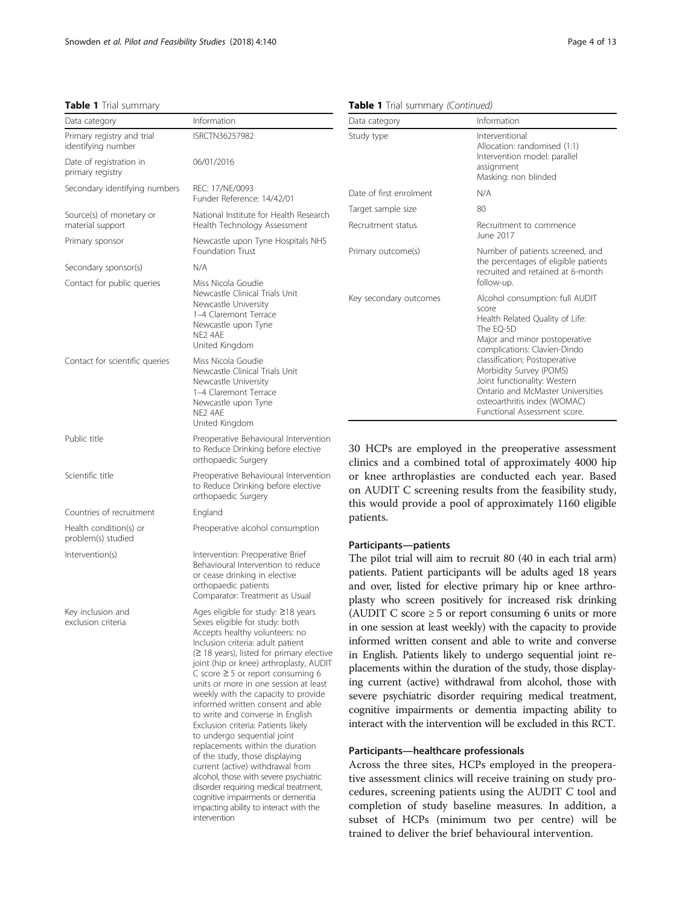**Table 1** Trial summary

| Data category | Information |
| --- | --- |
| Primary registry and trial identifying number | ISRCTN36257982 |
| Date of registration in primary registry | 06/01/2016 |
| Secondary identifying numbers | REC: 17/NE/0093<br>Funder Reference: 14/42/01 |
| Source(s) of monetary or material support | National Institute for Health Research Health Technology Assessment |
| Primary sponsor | Newcastle upon Tyne Hospitals NHS Foundation Trust |
| Secondary sponsor(s) | N/A |
| Contact for public queries | Miss Nicola Goudie<br>Newcastle Clinical Trials Unit<br>Newcastle University<br>1–4 Claremont Terrace<br>Newcastle upon Tyne<br>NE2 4AE<br>United Kingdom |
| Contact for scientific queries | Miss Nicola Goudie<br>Newcastle Clinical Trials Unit<br>Newcastle University<br>1–4 Claremont Terrace<br>Newcastle upon Tyne<br>NE2 4AE<br>United Kingdom |
| Public title | Preoperative Behavioural Intervention to Reduce Drinking before elective orthopaedic Surgery |
| Scientific title | Preoperative Behavioural Intervention to Reduce Drinking before elective orthopaedic Surgery |
| Countries of recruitment | England |
| Health condition(s) or problem(s) studied | Preoperative alcohol consumption |
| Intervention(s) | Intervention: Preoperative Brief Behavioural Intervention to reduce or cease drinking in elective orthopaedic patients<br>Comparator: Treatment as Usual |
| Key inclusion and exclusion criteria | Ages eligible for study: ≥18 years<br>Sexes eligible for study: both<br>Accepts healthy volunteers: no<br>Inclusion criteria: adult patient (≥ 18 years), listed for primary elective joint (hip or knee) arthroplasty, AUDIT C score ≥ 5 or report consuming 6 units or more in one session at least weekly with the capacity to provide informed written consent and able to write and converse in English<br>Exclusion criteria: Patients likely to undergo sequential joint replacements within the duration of the study, those displaying current (active) withdrawal from alcohol, those with severe psychiatric disorder requiring medical treatment, cognitive impairments or dementia impacting ability to interact with the intervention |
| Study type | Interventional<br>Allocation: randomised (1:1)<br>Intervention model: parallel assignment<br>Masking: non blinded |
| Date of first enrolment | N/A |
| Target sample size | 80 |
| Recruitment status | Recruitment to commence June 2017 |
| Primary outcome(s) | Number of patients screened, and the percentages of eligible patients recruited and retained at 6-month follow-up. |
| Key secondary outcomes | Alcohol consumption: full AUDIT score<br>Health Related Quality of Life: The EQ-5D<br>Major and minor postoperative complications: Clavien-Dindo classification; Postoperative Morbidity Survey (POMS)<br>Joint functionality: Western Ontario and McMaster Universities osteoarthritis index (WOMAC) Functional Assessment score. |

30 HCPs are employed in the preoperative assessment clinics and a combined total of approximately 4000 hip or knee arthroplasties are conducted each year. Based on AUDIT C screening results from the feasibility study, this would provide a pool of approximately 1160 eligible patients.

### Participants—patients

The pilot trial will aim to recruit 80 (40 in each trial arm) patients. Patient participants will be adults aged 18 years and over, listed for elective primary hip or knee arthroplasty who screen positively for increased risk drinking (AUDIT C score ≥ 5 or report consuming 6 units or more in one session at least weekly) with the capacity to provide informed written consent and able to write and converse in English. Patients likely to undergo sequential joint replacements within the duration of the study, those displaying current (active) withdrawal from alcohol, those with severe psychiatric disorder requiring medical treatment, cognitive impairments or dementia impacting ability to interact with the intervention will be excluded in this RCT.

### Participants—healthcare professionals

Across the three sites, HCPs employed in the preoperative assessment clinics will receive training on study procedures, screening patients using the AUDIT C tool and completion of study baseline measures. In addition, a subset of HCPs (minimum two per centre) will be trained to deliver the brief behavioural intervention.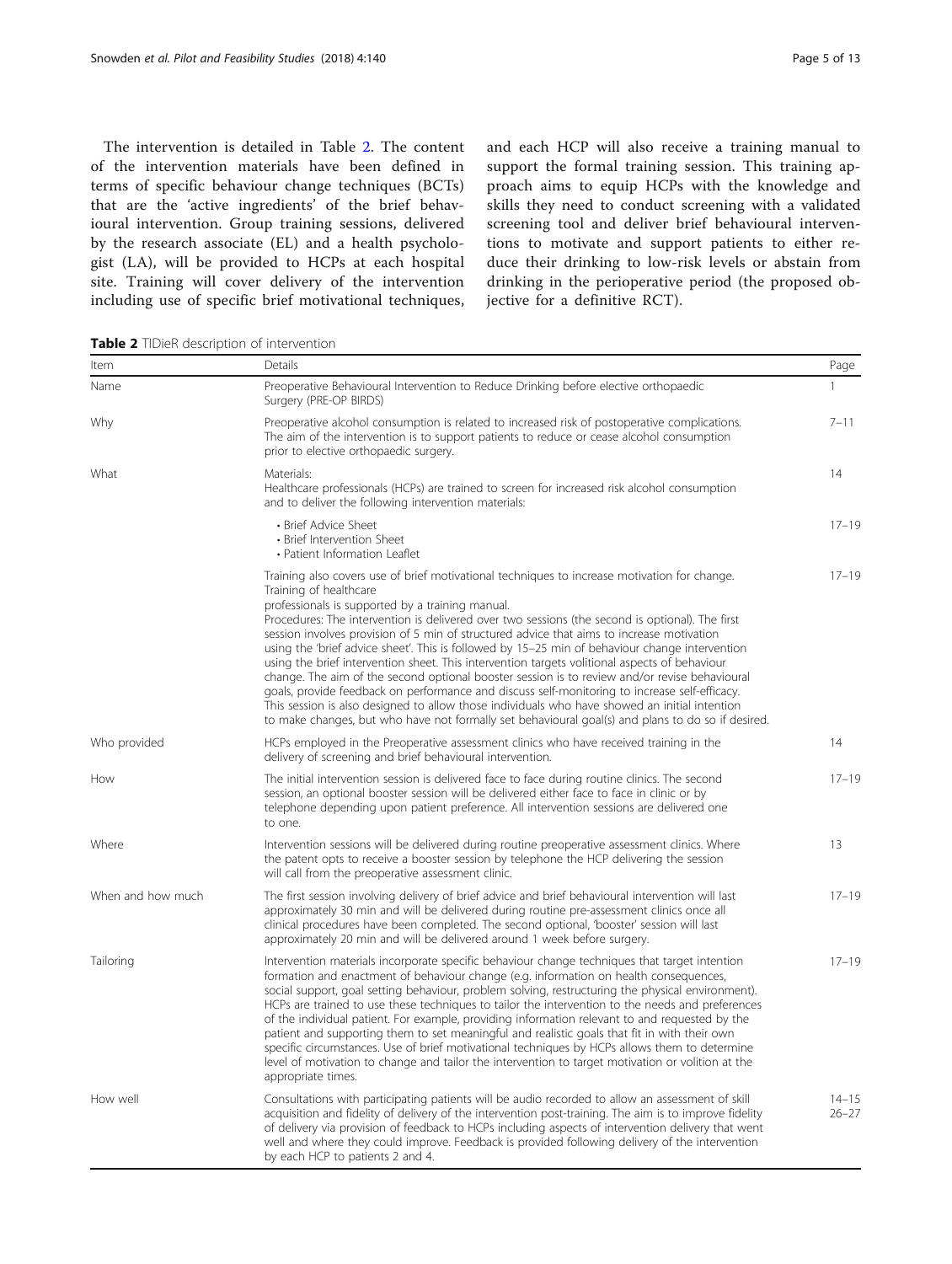The intervention is detailed in Table 2. The content of the intervention materials have been defined in terms of specific behaviour change techniques (BCTs) that are the 'active ingredients' of the brief behavioural intervention. Group training sessions, delivered by the research associate (EL) and a health psychologist (LA), will be provided to HCPs at each hospital site. Training will cover delivery of the intervention including use of specific brief motivational techniques, and each HCP will also receive a training manual to support the formal training session. This training approach aims to equip HCPs with the knowledge and skills they need to conduct screening with a validated screening tool and deliver brief behavioural interventions to motivate and support patients to either reduce their drinking to low-risk levels or abstain from drinking in the perioperative period (the proposed objective for a definitive RCT).

**Table 2** TIDieR description of intervention

| Item | Details | Page |
|---|---|---|
| Name | Preoperative Behavioural Intervention to Reduce Drinking before elective orthopaedic Surgery (PRE-OP BIRDS) | 1 |
| Why | Preoperative alcohol consumption is related to increased risk of postoperative complications. The aim of the intervention is to support patients to reduce or cease alcohol consumption prior to elective orthopaedic surgery. | 7–11 |
| What | Materials: Healthcare professionals (HCPs) are trained to screen for increased risk alcohol consumption and to deliver the following intervention materials: | 14 |
| | • Brief Advice Sheet • Brief Intervention Sheet • Patient Information Leaflet | 17–19 |
| | Training also covers use of brief motivational techniques to increase motivation for change. Training of healthcare professionals is supported by a training manual. Procedures: The intervention is delivered over two sessions (the second is optional). The first session involves provision of 5 min of structured advice that aims to increase motivation using the 'brief advice sheet'. This is followed by 15–25 min of behaviour change intervention using the brief intervention sheet. This intervention targets volitional aspects of behaviour change. The aim of the second optional booster session is to review and/or revise behavioural goals, provide feedback on performance and discuss self-monitoring to increase self-efficacy. This session is also designed to allow those individuals who have showed an initial intention to make changes, but who have not formally set behavioural goal(s) and plans to do so if desired. | 17–19 |
| Who provided | HCPs employed in the Preoperative assessment clinics who have received training in the delivery of screening and brief behavioural intervention. | 14 |
| How | The initial intervention session is delivered face to face during routine clinics. The second session, an optional booster session will be delivered either face to face in clinic or by telephone depending upon patient preference. All intervention sessions are delivered one to one. | 17–19 |
| Where | Intervention sessions will be delivered during routine preoperative assessment clinics. Where the patent opts to receive a booster session by telephone the HCP delivering the session will call from the preoperative assessment clinic. | 13 |
| When and how much | The first session involving delivery of brief advice and brief behavioural intervention will last approximately 30 min and will be delivered during routine pre-assessment clinics once all clinical procedures have been completed. The second optional, 'booster' session will last approximately 20 min and will be delivered around 1 week before surgery. | 17–19 |
| Tailoring | Intervention materials incorporate specific behaviour change techniques that target intention formation and enactment of behaviour change (e.g. information on health consequences, social support, goal setting behaviour, problem solving, restructuring the physical environment). HCPs are trained to use these techniques to tailor the intervention to the needs and preferences of the individual patient. For example, providing information relevant to and requested by the patient and supporting them to set meaningful and realistic goals that fit in with their own specific circumstances. Use of brief motivational techniques by HCPs allows them to determine level of motivation to change and tailor the intervention to target motivation or volition at the appropriate times. | 17–19 |
| How well | Consultations with participating patients will be audio recorded to allow an assessment of skill acquisition and fidelity of delivery of the intervention post-training. The aim is to improve fidelity of delivery via provision of feedback to HCPs including aspects of intervention delivery that went well and where they could improve. Feedback is provided following delivery of the intervention by each HCP to patients 2 and 4. | 14–15 26–27 |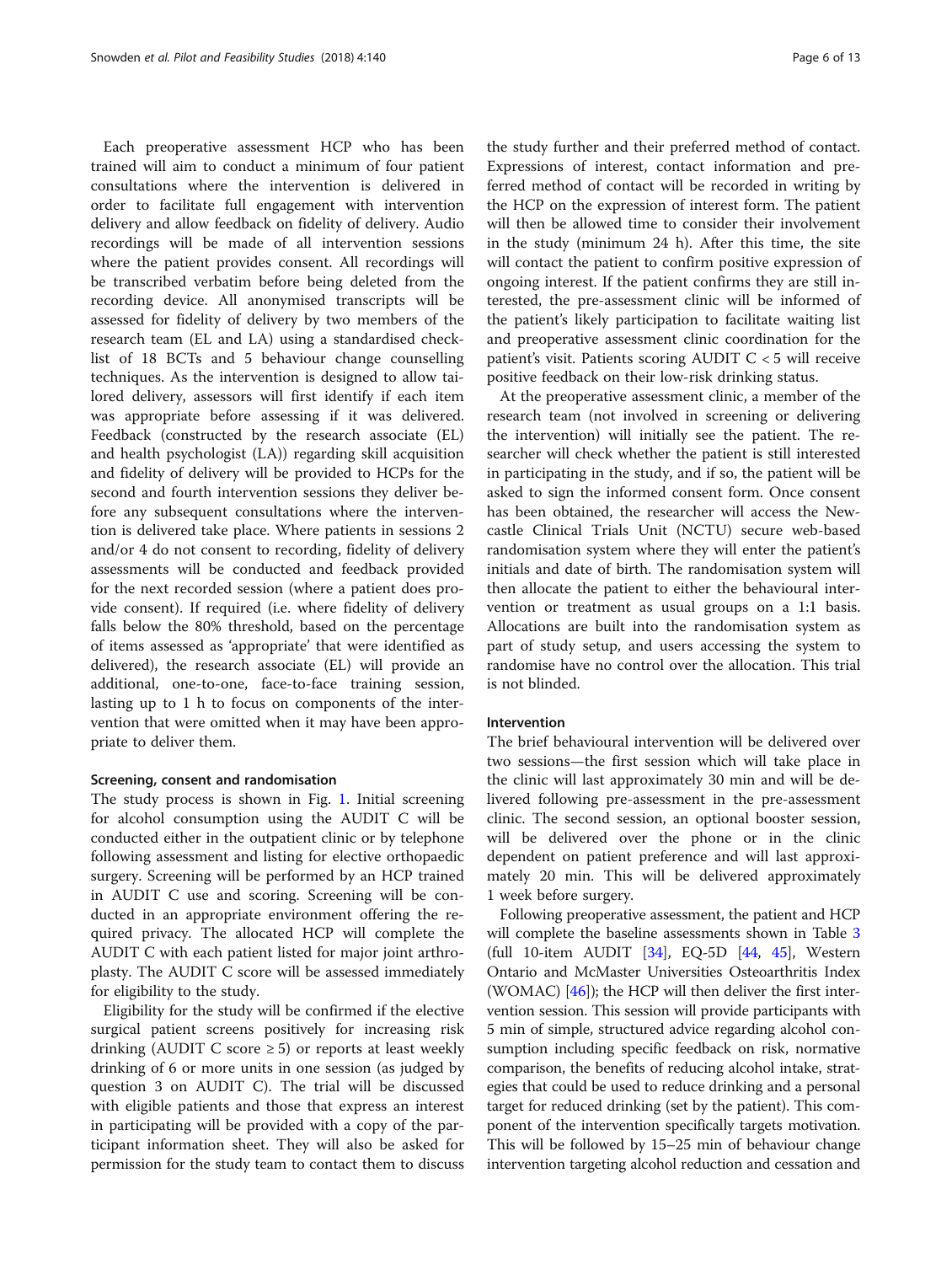Each preoperative assessment HCP who has been trained will aim to conduct a minimum of four patient consultations where the intervention is delivered in order to facilitate full engagement with intervention delivery and allow feedback on fidelity of delivery. Audio recordings will be made of all intervention sessions where the patient provides consent. All recordings will be transcribed verbatim before being deleted from the recording device. All anonymised transcripts will be assessed for fidelity of delivery by two members of the research team (EL and LA) using a standardised checklist of 18 BCTs and 5 behaviour change counselling techniques. As the intervention is designed to allow tailored delivery, assessors will first identify if each item was appropriate before assessing if it was delivered. Feedback (constructed by the research associate (EL) and health psychologist (LA)) regarding skill acquisition and fidelity of delivery will be provided to HCPs for the second and fourth intervention sessions they deliver before any subsequent consultations where the intervention is delivered take place. Where patients in sessions 2 and/or 4 do not consent to recording, fidelity of delivery assessments will be conducted and feedback provided for the next recorded session (where a patient does provide consent). If required (i.e. where fidelity of delivery falls below the 80% threshold, based on the percentage of items assessed as 'appropriate' that were identified as delivered), the research associate (EL) will provide an additional, one-to-one, face-to-face training session, lasting up to 1 h to focus on components of the intervention that were omitted when it may have been appropriate to deliver them.

#### Screening, consent and randomisation

The study process is shown in Fig. 1. Initial screening for alcohol consumption using the AUDIT C will be conducted either in the outpatient clinic or by telephone following assessment and listing for elective orthopaedic surgery. Screening will be performed by an HCP trained in AUDIT C use and scoring. Screening will be conducted in an appropriate environment offering the required privacy. The allocated HCP will complete the AUDIT C with each patient listed for major joint arthroplasty. The AUDIT C score will be assessed immediately for eligibility to the study.

Eligibility for the study will be confirmed if the elective surgical patient screens positively for increasing risk drinking (AUDIT C score ≥ 5) or reports at least weekly drinking of 6 or more units in one session (as judged by question 3 on AUDIT C). The trial will be discussed with eligible patients and those that express an interest in participating will be provided with a copy of the participant information sheet. They will also be asked for permission for the study team to contact them to discuss the study further and their preferred method of contact. Expressions of interest, contact information and preferred method of contact will be recorded in writing by the HCP on the expression of interest form. The patient will then be allowed time to consider their involvement in the study (minimum 24 h). After this time, the site will contact the patient to confirm positive expression of ongoing interest. If the patient confirms they are still interested, the pre-assessment clinic will be informed of the patient's likely participation to facilitate waiting list and preoperative assessment clinic coordination for the patient's visit. Patients scoring AUDIT C < 5 will receive positive feedback on their low-risk drinking status.

At the preoperative assessment clinic, a member of the research team (not involved in screening or delivering the intervention) will initially see the patient. The researcher will check whether the patient is still interested in participating in the study, and if so, the patient will be asked to sign the informed consent form. Once consent has been obtained, the researcher will access the Newcastle Clinical Trials Unit (NCTU) secure web-based randomisation system where they will enter the patient's initials and date of birth. The randomisation system will then allocate the patient to either the behavioural intervention or treatment as usual groups on a 1:1 basis. Allocations are built into the randomisation system as part of study setup, and users accessing the system to randomise have no control over the allocation. This trial is not blinded.

#### Intervention

The brief behavioural intervention will be delivered over two sessions—the first session which will take place in the clinic will last approximately 30 min and will be delivered following pre-assessment in the pre-assessment clinic. The second session, an optional booster session, will be delivered over the phone or in the clinic dependent on patient preference and will last approximately 20 min. This will be delivered approximately 1 week before surgery.

Following preoperative assessment, the patient and HCP will complete the baseline assessments shown in Table 3 (full 10-item AUDIT [34], EQ-5D [44, 45], Western Ontario and McMaster Universities Osteoarthritis Index (WOMAC) [46]); the HCP will then deliver the first intervention session. This session will provide participants with 5 min of simple, structured advice regarding alcohol consumption including specific feedback on risk, normative comparison, the benefits of reducing alcohol intake, strategies that could be used to reduce drinking and a personal target for reduced drinking (set by the patient). This component of the intervention specifically targets motivation. This will be followed by 15–25 min of behaviour change intervention targeting alcohol reduction and cessation and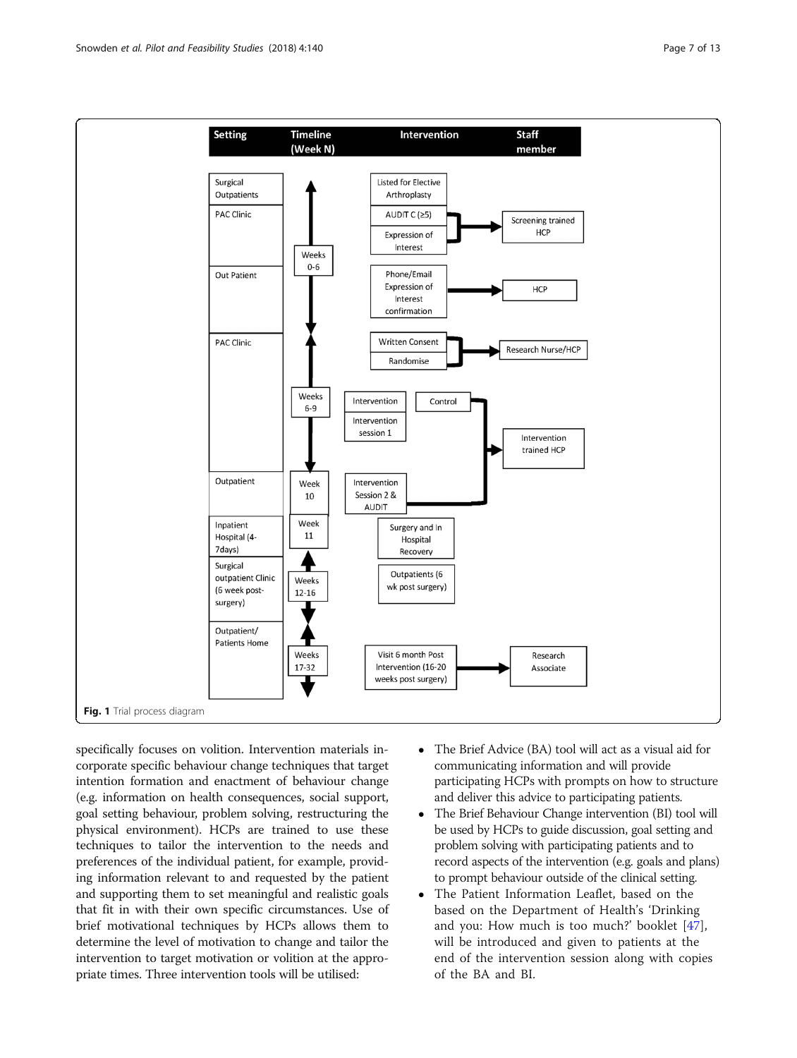| Setting | Timeline (Week N) | Intervention | Staff member |
| --- | --- | --- | --- |
| Surgical Outpatients | Weeks 0-6 | Listed for Elective Arthroplasty | |
| PAC Clinic | | AUDIT C (≥5); Expression of Interest | Screening trained HCP |
| Out Patient | | Phone/Email Expression of Interest confirmation | HCP |
| PAC Clinic | Weeks 6-9 | Written Consent; Randomise | Research Nurse/HCP |
| | | Intervention: Intervention session 1; Control | Intervention trained HCP |
| Outpatient | Week 10 | Intervention Session 2 & AUDIT | Intervention trained HCP |
| Inpatient Hospital (4-7days) | Week 11 | Surgery and In Hospital Recovery | |
| Surgical outpatient Clinic (6 week post-surgery) | Weeks 12-16 | Outpatients (6 wk post surgery) | |
| Outpatient/ Patients Home | Weeks 17-32 | Visit 6 month Post Intervention (16-20 weeks post surgery) | Research Associate |

**Fig. 1** Trial process diagram

specifically focuses on volition. Intervention materials incorporate specific behaviour change techniques that target intention formation and enactment of behaviour change (e.g. information on health consequences, social support, goal setting behaviour, problem solving, restructuring the physical environment). HCPs are trained to use these techniques to tailor the intervention to the needs and preferences of the individual patient, for example, providing information relevant to and requested by the patient and supporting them to set meaningful and realistic goals that fit in with their own specific circumstances. Use of brief motivational techniques by HCPs allows them to determine the level of motivation to change and tailor the intervention to target motivation or volition at the appropriate times. Three intervention tools will be utilised:

- The Brief Advice (BA) tool will act as a visual aid for communicating information and will provide participating HCPs with prompts on how to structure and deliver this advice to participating patients.
- The Brief Behaviour Change intervention (BI) tool will be used by HCPs to guide discussion, goal setting and problem solving with participating patients and to record aspects of the intervention (e.g. goals and plans) to prompt behaviour outside of the clinical setting.
- The Patient Information Leaflet, based on the Department of Health's 'Drinking and you: How much is too much?' booklet [47], will be introduced and given to patients at the end of the intervention session along with copies of the BA and BI.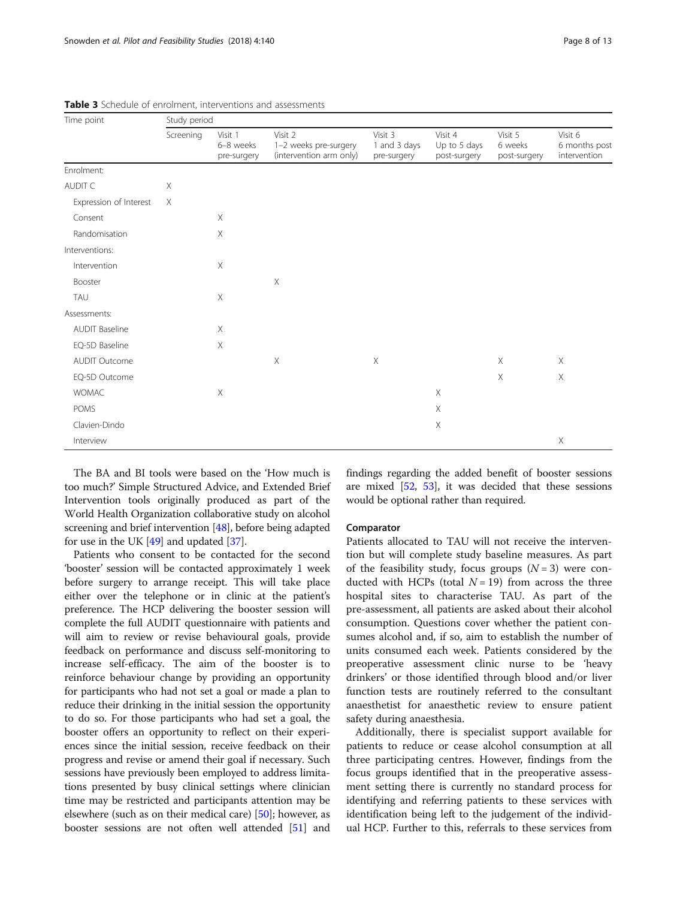**Table 3** Schedule of enrolment, interventions and assessments

| Time point | Study period | | | | | | |
|---|---|---|---|---|---|---|---|
| | Screening | Visit 1 6–8 weeks pre-surgery | Visit 2 1–2 weeks pre-surgery (intervention arm only) | Visit 3 1 and 3 days pre-surgery | Visit 4 Up to 5 days post-surgery | Visit 5 6 weeks post-surgery | Visit 6 6 months post intervention |
| Enrolment: | | | | | | | |
| AUDIT C | X | | | | | | |
| Expression of Interest | X | | | | | | |
| Consent | | X | | | | | |
| Randomisation | | X | | | | | |
| Interventions: | | | | | | | |
| Intervention | | X | | | | | |
| Booster | | | X | | | | |
| TAU | | X | | | | | |
| Assessments: | | | | | | | |
| AUDIT Baseline | | X | | | | | |
| EQ-5D Baseline | | X | | | | | |
| AUDIT Outcome | | | X | X | | X | X |
| EQ-5D Outcome | | | | | | X | X |
| WOMAC | | X | | | X | | |
| POMS | | | | | X | | |
| Clavien-Dindo | | | | | X | | |
| Interview | | | | | | | X |

The BA and BI tools were based on the 'How much is too much?' Simple Structured Advice, and Extended Brief Intervention tools originally produced as part of the World Health Organization collaborative study on alcohol screening and brief intervention [48], before being adapted for use in the UK [49] and updated [37].

Patients who consent to be contacted for the second 'booster' session will be contacted approximately 1 week before surgery to arrange receipt. This will take place either over the telephone or in clinic at the patient's preference. The HCP delivering the booster session will complete the full AUDIT questionnaire with patients and will aim to review or revise behavioural goals, provide feedback on performance and discuss self-monitoring to increase self-efficacy. The aim of the booster is to reinforce behaviour change by providing an opportunity for participants who had not set a goal or made a plan to reduce their drinking in the initial session the opportunity to do so. For those participants who had set a goal, the booster offers an opportunity to reflect on their experiences since the initial session, receive feedback on their progress and revise or amend their goal if necessary. Such sessions have previously been employed to address limitations presented by busy clinical settings where clinician time may be restricted and participants attention may be elsewhere (such as on their medical care) [50]; however, as booster sessions are not often well attended [51] and findings regarding the added benefit of booster sessions are mixed [52, 53], it was decided that these sessions would be optional rather than required.

### Comparator

Patients allocated to TAU will not receive the intervention but will complete study baseline measures. As part of the feasibility study, focus groups ($N = 3$) were conducted with HCPs (total $N = 19$) from across the three hospital sites to characterise TAU. As part of the pre-assessment, all patients are asked about their alcohol consumption. Questions cover whether the patient consumes alcohol and, if so, aim to establish the number of units consumed each week. Patients considered by the preoperative assessment clinic nurse to be 'heavy drinkers' or those identified through blood and/or liver function tests are routinely referred to the consultant anaesthetist for anaesthetic review to ensure patient safety during anaesthesia.

Additionally, there is specialist support available for patients to reduce or cease alcohol consumption at all three participating centres. However, findings from the focus groups identified that in the preoperative assessment setting there is currently no standard process for identifying and referring patients to these services with identification being left to the judgement of the individual HCP. Further to this, referrals to these services from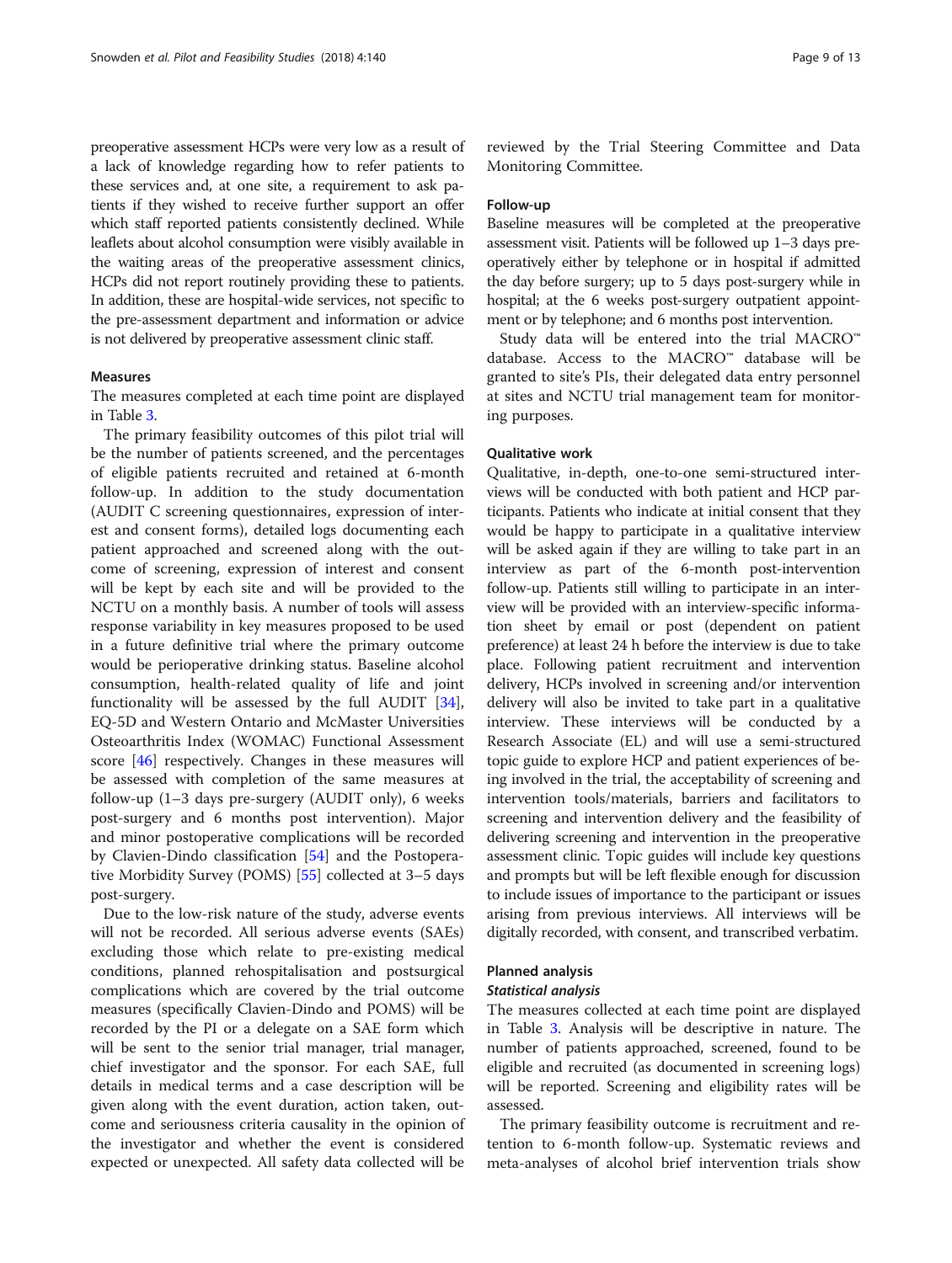preoperative assessment HCPs were very low as a result of a lack of knowledge regarding how to refer patients to these services and, at one site, a requirement to ask patients if they wished to receive further support an offer which staff reported patients consistently declined. While leaflets about alcohol consumption were visibly available in the waiting areas of the preoperative assessment clinics, HCPs did not report routinely providing these to patients. In addition, these are hospital-wide services, not specific to the pre-assessment department and information or advice is not delivered by preoperative assessment clinic staff.

### Measures

The measures completed at each time point are displayed in Table 3.

The primary feasibility outcomes of this pilot trial will be the number of patients screened, and the percentages of eligible patients recruited and retained at 6-month follow-up. In addition to the study documentation (AUDIT C screening questionnaires, expression of interest and consent forms), detailed logs documenting each patient approached and screened along with the outcome of screening, expression of interest and consent will be kept by each site and will be provided to the NCTU on a monthly basis. A number of tools will assess response variability in key measures proposed to be used in a future definitive trial where the primary outcome would be perioperative drinking status. Baseline alcohol consumption, health-related quality of life and joint functionality will be assessed by the full AUDIT [34], EQ-5D and Western Ontario and McMaster Universities Osteoarthritis Index (WOMAC) Functional Assessment score [46] respectively. Changes in these measures will be assessed with completion of the same measures at follow-up (1–3 days pre-surgery (AUDIT only), 6 weeks post-surgery and 6 months post intervention). Major and minor postoperative complications will be recorded by Clavien-Dindo classification [54] and the Postoperative Morbidity Survey (POMS) [55] collected at 3–5 days post-surgery.

Due to the low-risk nature of the study, adverse events will not be recorded. All serious adverse events (SAEs) excluding those which relate to pre-existing medical conditions, planned rehospitalisation and postsurgical complications which are covered by the trial outcome measures (specifically Clavien-Dindo and POMS) will be recorded by the PI or a delegate on a SAE form which will be sent to the senior trial manager, trial manager, chief investigator and the sponsor. For each SAE, full details in medical terms and a case description will be given along with the event duration, action taken, outcome and seriousness criteria causality in the opinion of the investigator and whether the event is considered expected or unexpected. All safety data collected will be reviewed by the Trial Steering Committee and Data Monitoring Committee.

### Follow-up

Baseline measures will be completed at the preoperative assessment visit. Patients will be followed up 1–3 days preoperatively either by telephone or in hospital if admitted the day before surgery; up to 5 days post-surgery while in hospital; at the 6 weeks post-surgery outpatient appointment or by telephone; and 6 months post intervention.

Study data will be entered into the trial MACRO™ database. Access to the MACRO™ database will be granted to site's PIs, their delegated data entry personnel at sites and NCTU trial management team for monitoring purposes.

### Qualitative work

Qualitative, in-depth, one-to-one semi-structured interviews will be conducted with both patient and HCP participants. Patients who indicate at initial consent that they would be happy to participate in a qualitative interview will be asked again if they are willing to take part in an interview as part of the 6-month post-intervention follow-up. Patients still willing to participate in an interview will be provided with an interview-specific information sheet by email or post (dependent on patient preference) at least 24 h before the interview is due to take place. Following patient recruitment and intervention delivery, HCPs involved in screening and/or intervention delivery will also be invited to take part in a qualitative interview. These interviews will be conducted by a Research Associate (EL) and will use a semi-structured topic guide to explore HCP and patient experiences of being involved in the trial, the acceptability of screening and intervention tools/materials, barriers and facilitators to screening and intervention delivery and the feasibility of delivering screening and intervention in the preoperative assessment clinic. Topic guides will include key questions and prompts but will be left flexible enough for discussion to include issues of importance to the participant or issues arising from previous interviews. All interviews will be digitally recorded, with consent, and transcribed verbatim.

### Planned analysis

#### *Statistical analysis*

The measures collected at each time point are displayed in Table 3. Analysis will be descriptive in nature. The number of patients approached, screened, found to be eligible and recruited (as documented in screening logs) will be reported. Screening and eligibility rates will be assessed.

The primary feasibility outcome is recruitment and retention to 6-month follow-up. Systematic reviews and meta-analyses of alcohol brief intervention trials show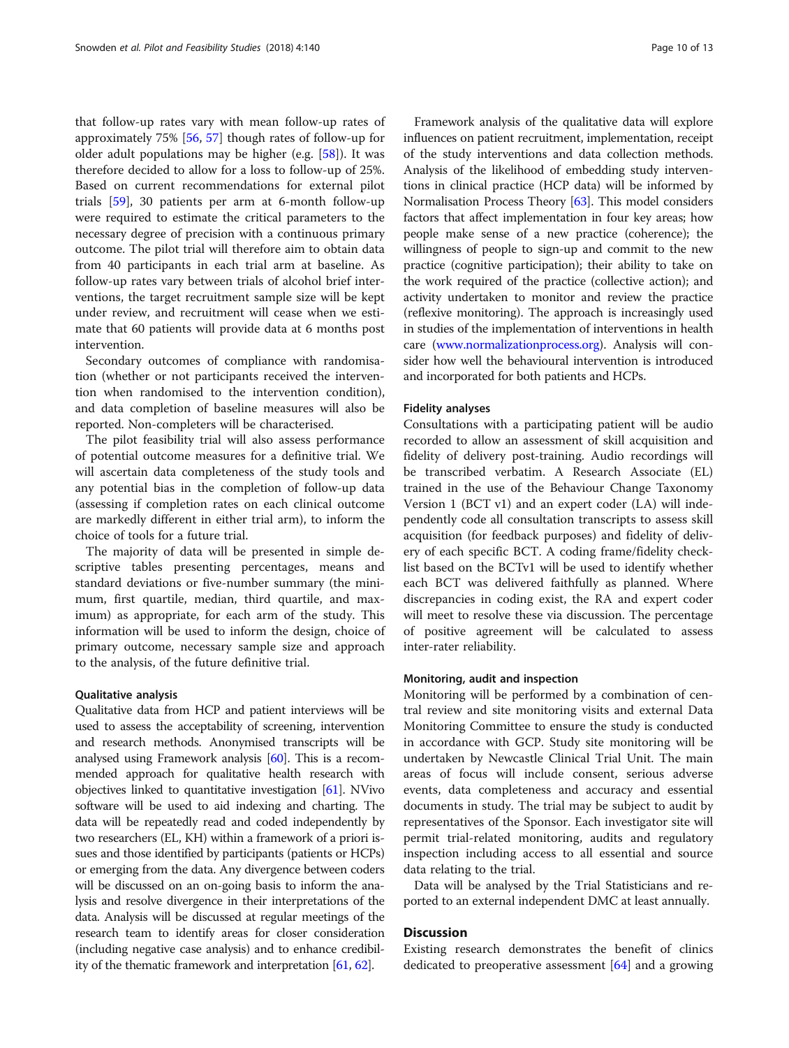that follow-up rates vary with mean follow-up rates of approximately 75% [56, 57] though rates of follow-up for older adult populations may be higher (e.g. [58]). It was therefore decided to allow for a loss to follow-up of 25%. Based on current recommendations for external pilot trials [59], 30 patients per arm at 6-month follow-up were required to estimate the critical parameters to the necessary degree of precision with a continuous primary outcome. The pilot trial will therefore aim to obtain data from 40 participants in each trial arm at baseline. As follow-up rates vary between trials of alcohol brief interventions, the target recruitment sample size will be kept under review, and recruitment will cease when we estimate that 60 patients will provide data at 6 months post intervention.

Secondary outcomes of compliance with randomisation (whether or not participants received the intervention when randomised to the intervention condition), and data completion of baseline measures will also be reported. Non-completers will be characterised.

The pilot feasibility trial will also assess performance of potential outcome measures for a definitive trial. We will ascertain data completeness of the study tools and any potential bias in the completion of follow-up data (assessing if completion rates on each clinical outcome are markedly different in either trial arm), to inform the choice of tools for a future trial.

The majority of data will be presented in simple descriptive tables presenting percentages, means and standard deviations or five-number summary (the minimum, first quartile, median, third quartile, and maximum) as appropriate, for each arm of the study. This information will be used to inform the design, choice of primary outcome, necessary sample size and approach to the analysis, of the future definitive trial.

### Qualitative analysis

Qualitative data from HCP and patient interviews will be used to assess the acceptability of screening, intervention and research methods. Anonymised transcripts will be analysed using Framework analysis [60]. This is a recommended approach for qualitative health research with objectives linked to quantitative investigation [61]. NVivo software will be used to aid indexing and charting. The data will be repeatedly read and coded independently by two researchers (EL, KH) within a framework of a priori issues and those identified by participants (patients or HCPs) or emerging from the data. Any divergence between coders will be discussed on an on-going basis to inform the analysis and resolve divergence in their interpretations of the data. Analysis will be discussed at regular meetings of the research team to identify areas for closer consideration (including negative case analysis) and to enhance credibility of the thematic framework and interpretation [61, 62].

Framework analysis of the qualitative data will explore influences on patient recruitment, implementation, receipt of the study interventions and data collection methods. Analysis of the likelihood of embedding study interventions in clinical practice (HCP data) will be informed by Normalisation Process Theory [63]. This model considers factors that affect implementation in four key areas; how people make sense of a new practice (coherence); the willingness of people to sign-up and commit to the new practice (cognitive participation); their ability to take on the work required of the practice (collective action); and activity undertaken to monitor and review the practice (reflexive monitoring). The approach is increasingly used in studies of the implementation of interventions in health care (www.normalizationprocess.org). Analysis will consider how well the behavioural intervention is introduced and incorporated for both patients and HCPs.

### Fidelity analyses

Consultations with a participating patient will be audio recorded to allow an assessment of skill acquisition and fidelity of delivery post-training. Audio recordings will be transcribed verbatim. A Research Associate (EL) trained in the use of the Behaviour Change Taxonomy Version 1 (BCT v1) and an expert coder (LA) will independently code all consultation transcripts to assess skill acquisition (for feedback purposes) and fidelity of delivery of each specific BCT. A coding frame/fidelity checklist based on the BCTv1 will be used to identify whether each BCT was delivered faithfully as planned. Where discrepancies in coding exist, the RA and expert coder will meet to resolve these via discussion. The percentage of positive agreement will be calculated to assess inter-rater reliability.

### Monitoring, audit and inspection

Monitoring will be performed by a combination of central review and site monitoring visits and external Data Monitoring Committee to ensure the study is conducted in accordance with GCP. Study site monitoring will be undertaken by Newcastle Clinical Trial Unit. The main areas of focus will include consent, serious adverse events, data completeness and accuracy and essential documents in study. The trial may be subject to audit by representatives of the Sponsor. Each investigator site will permit trial-related monitoring, audits and regulatory inspection including access to all essential and source data relating to the trial.

Data will be analysed by the Trial Statisticians and reported to an external independent DMC at least annually.

## Discussion

Existing research demonstrates the benefit of clinics dedicated to preoperative assessment [64] and a growing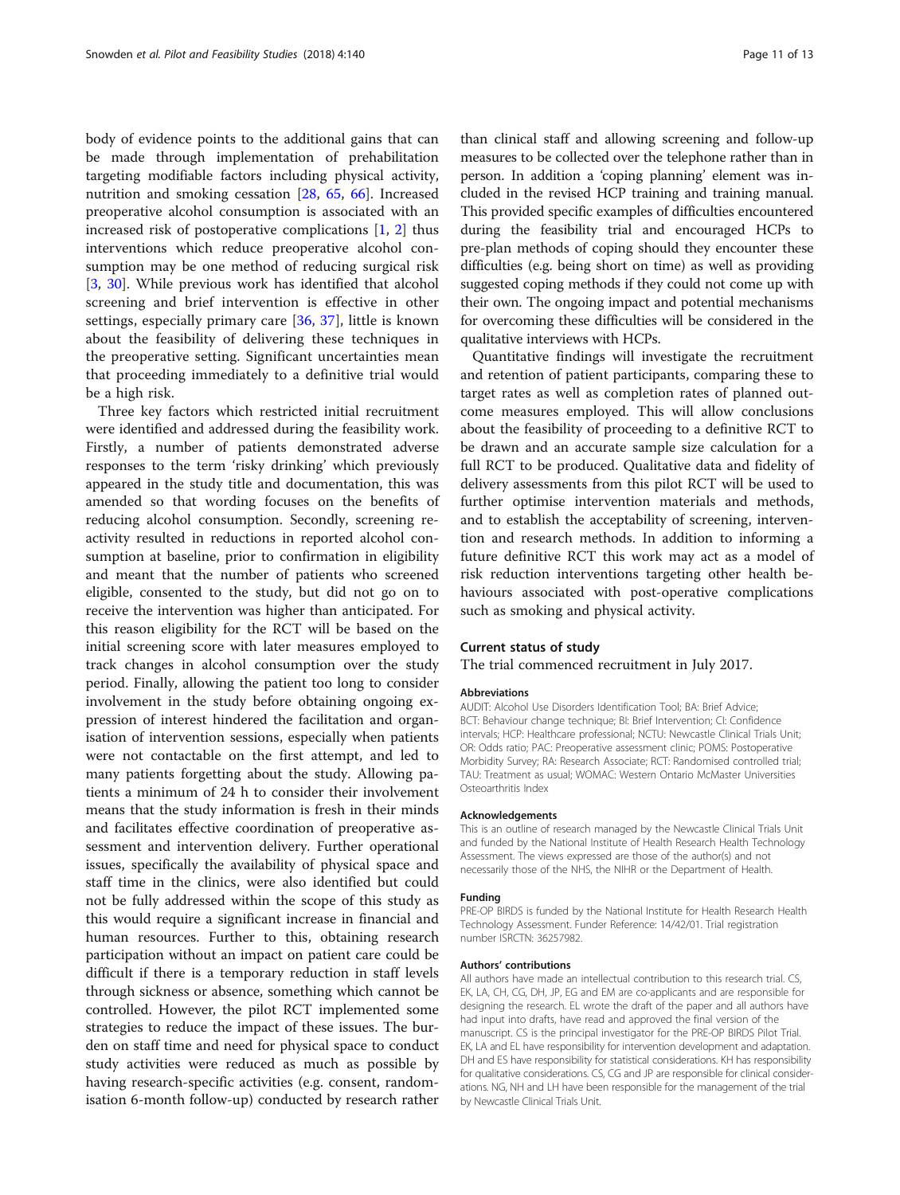body of evidence points to the additional gains that can be made through implementation of prehabilitation targeting modifiable factors including physical activity, nutrition and smoking cessation [28, 65, 66]. Increased preoperative alcohol consumption is associated with an increased risk of postoperative complications [1, 2] thus interventions which reduce preoperative alcohol consumption may be one method of reducing surgical risk [3, 30]. While previous work has identified that alcohol screening and brief intervention is effective in other settings, especially primary care [36, 37], little is known about the feasibility of delivering these techniques in the preoperative setting. Significant uncertainties mean that proceeding immediately to a definitive trial would be a high risk.

Three key factors which restricted initial recruitment were identified and addressed during the feasibility work. Firstly, a number of patients demonstrated adverse responses to the term 'risky drinking' which previously appeared in the study title and documentation, this was amended so that wording focuses on the benefits of reducing alcohol consumption. Secondly, screening reactivity resulted in reductions in reported alcohol consumption at baseline, prior to confirmation in eligibility and meant that the number of patients who screened eligible, consented to the study, but did not go on to receive the intervention was higher than anticipated. For this reason eligibility for the RCT will be based on the initial screening score with later measures employed to track changes in alcohol consumption over the study period. Finally, allowing the patient too long to consider involvement in the study before obtaining ongoing expression of interest hindered the facilitation and organisation of intervention sessions, especially when patients were not contactable on the first attempt, and led to many patients forgetting about the study. Allowing patients a minimum of 24 h to consider their involvement means that the study information is fresh in their minds and facilitates effective coordination of preoperative assessment and intervention delivery. Further operational issues, specifically the availability of physical space and staff time in the clinics, were also identified but could not be fully addressed within the scope of this study as this would require a significant increase in financial and human resources. Further to this, obtaining research participation without an impact on patient care could be difficult if there is a temporary reduction in staff levels through sickness or absence, something which cannot be controlled. However, the pilot RCT implemented some strategies to reduce the impact of these issues. The burden on staff time and need for physical space to conduct study activities were reduced as much as possible by having research-specific activities (e.g. consent, randomisation 6-month follow-up) conducted by research rather than clinical staff and allowing screening and follow-up measures to be collected over the telephone rather than in person. In addition a 'coping planning' element was included in the revised HCP training and training manual. This provided specific examples of difficulties encountered during the feasibility trial and encouraged HCPs to pre-plan methods of coping should they encounter these difficulties (e.g. being short on time) as well as providing suggested coping methods if they could not come up with their own. The ongoing impact and potential mechanisms for overcoming these difficulties will be considered in the qualitative interviews with HCPs.

Quantitative findings will investigate the recruitment and retention of patient participants, comparing these to target rates as well as completion rates of planned outcome measures employed. This will allow conclusions about the feasibility of proceeding to a definitive RCT to be drawn and an accurate sample size calculation for a full RCT to be produced. Qualitative data and fidelity of delivery assessments from this pilot RCT will be used to further optimise intervention materials and methods, and to establish the acceptability of screening, intervention and research methods. In addition to informing a future definitive RCT this work may act as a model of risk reduction interventions targeting other health behaviours associated with post-operative complications such as smoking and physical activity.

## Current status of study

The trial commenced recruitment in July 2017.

### Abbreviations

AUDIT: Alcohol Use Disorders Identification Tool; BA: Brief Advice; BCT: Behaviour change technique; BI: Brief Intervention; CI: Confidence intervals; HCP: Healthcare professional; NCTU: Newcastle Clinical Trials Unit; OR: Odds ratio; PAC: Preoperative assessment clinic; POMS: Postoperative Morbidity Survey; RA: Research Associate; RCT: Randomised controlled trial; TAU: Treatment as usual; WOMAC: Western Ontario McMaster Universities Osteoarthritis Index

### Acknowledgements

This is an outline of research managed by the Newcastle Clinical Trials Unit and funded by the National Institute of Health Research Health Technology Assessment. The views expressed are those of the author(s) and not necessarily those of the NHS, the NIHR or the Department of Health.

### Funding

PRE-OP BIRDS is funded by the National Institute for Health Research Health Technology Assessment. Funder Reference: 14/42/01. Trial registration number ISRCTN: 36257982.

### Authors' contributions

All authors have made an intellectual contribution to this research trial. CS, EK, LA, CH, CG, DH, JP, EG and EM are co-applicants and are responsible for designing the research. EL wrote the draft of the paper and all authors have had input into drafts, have read and approved the final version of the manuscript. CS is the principal investigator for the PRE-OP BIRDS Pilot Trial. EK, LA and EL have responsibility for intervention development and adaptation. DH and ES have responsibility for statistical considerations. KH has responsibility for qualitative considerations. CS, CG and JP are responsible for clinical considerations. NG, NH and LH have been responsible for the management of the trial by Newcastle Clinical Trials Unit.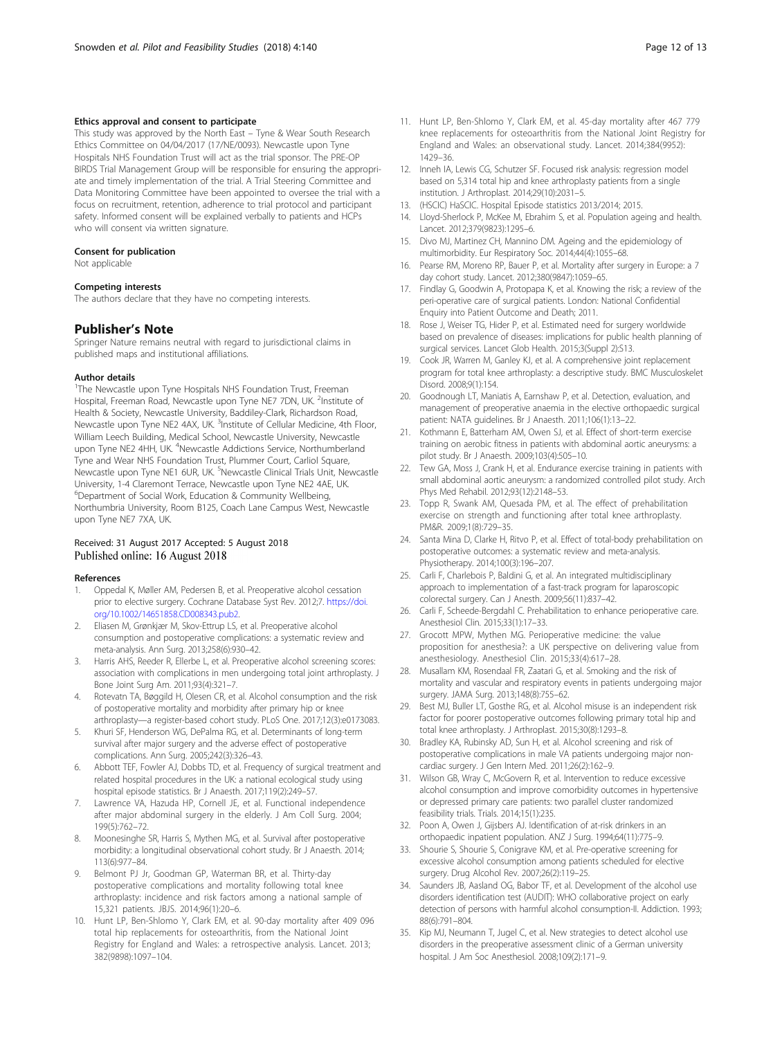#### Ethics approval and consent to participate

This study was approved by the North East – Tyne & Wear South Research Ethics Committee on 04/04/2017 (17/NE/0093). Newcastle upon Tyne Hospitals NHS Foundation Trust will act as the trial sponsor. The PRE-OP BIRDS Trial Management Group will be responsible for ensuring the appropriate and timely implementation of the trial. A Trial Steering Committee and Data Monitoring Committee have been appointed to oversee the trial with a focus on recruitment, retention, adherence to trial protocol and participant safety. Informed consent will be explained verbally to patients and HCPs who will consent via written signature.

#### Consent for publication

Not applicable

#### Competing interests

The authors declare that they have no competing interests.

## Publisher's Note

Springer Nature remains neutral with regard to jurisdictional claims in published maps and institutional affiliations.

#### Author details

[1]The Newcastle upon Tyne Hospitals NHS Foundation Trust, Freeman Hospital, Freeman Road, Newcastle upon Tyne NE7 7DN, UK. [2]Institute of Health & Society, Newcastle University, Baddiley-Clark, Richardson Road, Newcastle upon Tyne NE2 4AX, UK. [3]Institute of Cellular Medicine, 4th Floor, William Leech Building, Medical School, Newcastle University, Newcastle upon Tyne NE2 4HH, UK. [4]Newcastle Addictions Service, Northumberland Tyne and Wear NHS Foundation Trust, Plummer Court, Carliol Square, Newcastle upon Tyne NE1 6UR, UK. [5]Newcastle Clinical Trials Unit, Newcastle University, 1-4 Claremont Terrace, Newcastle upon Tyne NE2 4AE, UK. [6]Department of Social Work, Education & Community Wellbeing, Northumbria University, Room B125, Coach Lane Campus West, Newcastle upon Tyne NE7 7XA, UK.

Received: 31 August 2017 Accepted: 5 August 2018
Published online: 16 August 2018

#### References

1. Oppedal K, Møller AM, Pedersen B, et al. Preoperative alcohol cessation prior to elective surgery. Cochrane Database Syst Rev. 2012;7. https://doi.org/10.1002/14651858.CD008343.pub2.
2. Eliasen M, Grønkjær M, Skov-Ettrup LS, et al. Preoperative alcohol consumption and postoperative complications: a systematic review and meta-analysis. Ann Surg. 2013;258(6):930–42.
3. Harris AHS, Reeder R, Ellerbe L, et al. Preoperative alcohol screening scores: association with complications in men undergoing total joint arthroplasty. J Bone Joint Surg Am. 2011;93(4):321–7.
4. Rotevatn TA, Bøggild H, Olesen CR, et al. Alcohol consumption and the risk of postoperative mortality and morbidity after primary hip or knee arthroplasty—a register-based cohort study. PLoS One. 2017;12(3):e0173083.
5. Khuri SF, Henderson WG, DePalma RG, et al. Determinants of long-term survival after major surgery and the adverse effect of postoperative complications. Ann Surg. 2005;242(3):326–43.
6. Abbott TEF, Fowler AJ, Dobbs TD, et al. Frequency of surgical treatment and related hospital procedures in the UK: a national ecological study using hospital episode statistics. Br J Anaesth. 2017;119(2):249–57.
7. Lawrence VA, Hazuda HP, Cornell JE, et al. Functional independence after major abdominal surgery in the elderly. J Am Coll Surg. 2004;199(5):762–72.
8. Moonesinghe SR, Harris S, Mythen MG, et al. Survival after postoperative morbidity: a longitudinal observational cohort study. Br J Anaesth. 2014;113(6):977–84.
9. Belmont PJ Jr, Goodman GP, Waterman BR, et al. Thirty-day postoperative complications and mortality following total knee arthroplasty: incidence and risk factors among a national sample of 15,321 patients. JBJS. 2014;96(1):20–6.
10. Hunt LP, Ben-Shlomo Y, Clark EM, et al. 90-day mortality after 409 096 total hip replacements for osteoarthritis, from the National Joint Registry for England and Wales: a retrospective analysis. Lancet. 2013;382(9898):1097–104.
11. Hunt LP, Ben-Shlomo Y, Clark EM, et al. 45-day mortality after 467 779 knee replacements for osteoarthritis from the National Joint Registry for England and Wales: an observational study. Lancet. 2014;384(9952):1429–36.
12. Inneh IA, Lewis CG, Schutzer SF. Focused risk analysis: regression model based on 5,314 total hip and knee arthroplasty patients from a single institution. J Arthroplast. 2014;29(10):2031–5.
13. (HSCIC) HaSCIC. Hospital Episode statistics 2013/2014; 2015.
14. Lloyd-Sherlock P, McKee M, Ebrahim S, et al. Population ageing and health. Lancet. 2012;379(9823):1295–6.
15. Divo MJ, Martinez CH, Mannino DM. Ageing and the epidemiology of multimorbidity. Eur Respiratory Soc. 2014;44(4):1055–68.
16. Pearse RM, Moreno RP, Bauer P, et al. Mortality after surgery in Europe: a 7 day cohort study. Lancet. 2012;380(9847):1059–65.
17. Findlay G, Goodwin A, Protopapa K, et al. Knowing the risk; a review of the peri-operative care of surgical patients. London: National Confidential Enquiry into Patient Outcome and Death; 2011.
18. Rose J, Weiser TG, Hider P, et al. Estimated need for surgery worldwide based on prevalence of diseases: implications for public health planning of surgical services. Lancet Glob Health. 2015;3(Suppl 2):S13.
19. Cook JR, Warren M, Ganley KJ, et al. A comprehensive joint replacement program for total knee arthroplasty: a descriptive study. BMC Musculoskelet Disord. 2008;9(1):154.
20. Goodnough LT, Maniatis A, Earnshaw P, et al. Detection, evaluation, and management of preoperative anaemia in the elective orthopaedic surgical patient: NATA guidelines. Br J Anaesth. 2011;106(1):13–22.
21. Kothmann E, Batterham AM, Owen SJ, et al. Effect of short-term exercise training on aerobic fitness in patients with abdominal aortic aneurysms: a pilot study. Br J Anaesth. 2009;103(4):505–10.
22. Tew GA, Moss J, Crank H, et al. Endurance exercise training in patients with small abdominal aortic aneurysm: a randomized controlled pilot study. Arch Phys Med Rehabil. 2012;93(12):2148–53.
23. Topp R, Swank AM, Quesada PM, et al. The effect of prehabilitation exercise on strength and functioning after total knee arthroplasty. PM&R. 2009;1(8):729–35.
24. Santa Mina D, Clarke H, Ritvo P, et al. Effect of total-body prehabilitation on postoperative outcomes: a systematic review and meta-analysis. Physiotherapy. 2014;100(3):196–207.
25. Carli F, Charlebois P, Baldini G, et al. An integrated multidisciplinary approach to implementation of a fast-track program for laparoscopic colorectal surgery. Can J Anesth. 2009;56(11):837–42.
26. Carli F, Scheede-Bergdahl C. Prehabilitation to enhance perioperative care. Anesthesiol Clin. 2015;33(1):17–33.
27. Grocott MPW, Mythen MG. Perioperative medicine: the value proposition for anesthesia?: a UK perspective on delivering value from anesthesiology. Anesthesiol Clin. 2015;33(4):617–28.
28. Musallam KM, Rosendaal FR, Zaatari G, et al. Smoking and the risk of mortality and vascular and respiratory events in patients undergoing major surgery. JAMA Surg. 2013;148(8):755–62.
29. Best MJ, Buller LT, Gosthe RG, et al. Alcohol misuse is an independent risk factor for poorer postoperative outcomes following primary total hip and total knee arthroplasty. J Arthroplast. 2015;30(8):1293–8.
30. Bradley KA, Rubinsky AD, Sun H, et al. Alcohol screening and risk of postoperative complications in male VA patients undergoing major non-cardiac surgery. J Gen Intern Med. 2011;26(2):162–9.
31. Wilson GB, Wray C, McGovern R, et al. Intervention to reduce excessive alcohol consumption and improve comorbidity outcomes in hypertensive or depressed primary care patients: two parallel cluster randomized feasibility trials. Trials. 2014;15(1):235.
32. Poon A, Owen J, Gijsbers AJ. Identification of at-risk drinkers in an orthopaedic inpatient population. ANZ J Surg. 1994;64(11):775–9.
33. Shourie S, Shourie S, Conigrave KM, et al. Pre-operative screening for excessive alcohol consumption among patients scheduled for elective surgery. Drug Alcohol Rev. 2007;26(2):119–25.
34. Saunders JB, Aasland OG, Babor TF, et al. Development of the alcohol use disorders identification test (AUDIT): WHO collaborative project on early detection of persons with harmful alcohol consumption-II. Addiction. 1993;88(6):791–804.
35. Kip MJ, Neumann T, Jugel C, et al. New strategies to detect alcohol use disorders in the preoperative assessment clinic of a German university hospital. J Am Soc Anesthesiol. 2008;109(2):171–9.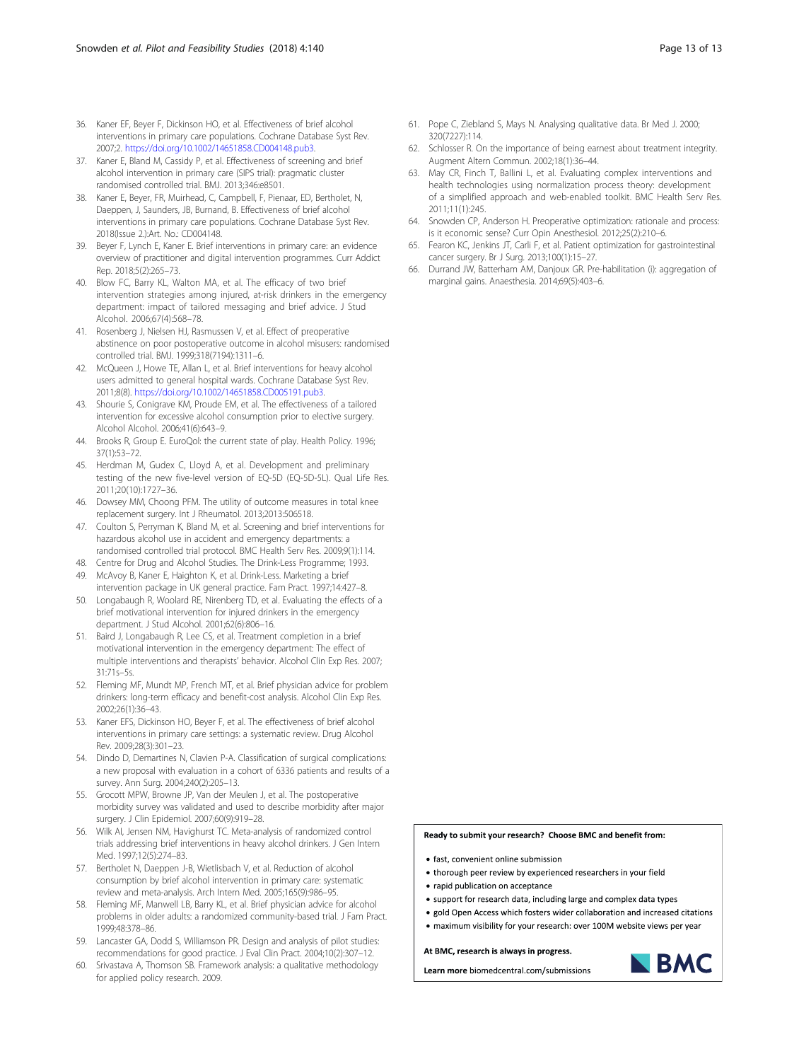36. Kaner EF, Beyer F, Dickinson HO, et al. Effectiveness of brief alcohol interventions in primary care populations. Cochrane Database Syst Rev. 2007;2. https://doi.org/10.1002/14651858.CD004148.pub3.
37. Kaner E, Bland M, Cassidy P, et al. Effectiveness of screening and brief alcohol intervention in primary care (SIPS trial): pragmatic cluster randomised controlled trial. BMJ. 2013;346:e8501.
38. Kaner E, Beyer, FR, Muirhead, C, Campbell, F, Pienaar, ED, Bertholet, N, Daeppen, J, Saunders, JB, Burnand, B. Effectiveness of brief alcohol interventions in primary care populations. Cochrane Database Syst Rev. 2018(Issue 2.):Art. No.: CD004148.
39. Beyer F, Lynch E, Kaner E. Brief interventions in primary care: an evidence overview of practitioner and digital intervention programmes. Curr Addict Rep. 2018;5(2):265–73.
40. Blow FC, Barry KL, Walton MA, et al. The efficacy of two brief intervention strategies among injured, at-risk drinkers in the emergency department: impact of tailored messaging and brief advice. J Stud Alcohol. 2006;67(4):568–78.
41. Rosenberg J, Nielsen HJ, Rasmussen V, et al. Effect of preoperative abstinence on poor postoperative outcome in alcohol misusers: randomised controlled trial. BMJ. 1999;318(7194):1311–6.
42. McQueen J, Howe TE, Allan L, et al. Brief interventions for heavy alcohol users admitted to general hospital wards. Cochrane Database Syst Rev. 2011;8(8). https://doi.org/10.1002/14651858.CD005191.pub3.
43. Shourie S, Conigrave KM, Proude EM, et al. The effectiveness of a tailored intervention for excessive alcohol consumption prior to elective surgery. Alcohol Alcohol. 2006;41(6):643–9.
44. Brooks R, Group E. EuroQol: the current state of play. Health Policy. 1996; 37(1):53–72.
45. Herdman M, Gudex C, Lloyd A, et al. Development and preliminary testing of the new five-level version of EQ-5D (EQ-5D-5L). Qual Life Res. 2011;20(10):1727–36.
46. Dowsey MM, Choong PFM. The utility of outcome measures in total knee replacement surgery. Int J Rheumatol. 2013;2013:506518.
47. Coulton S, Perryman K, Bland M, et al. Screening and brief interventions for hazardous alcohol use in accident and emergency departments: a randomised controlled trial protocol. BMC Health Serv Res. 2009;9(1):114.
48. Centre for Drug and Alcohol Studies. The Drink-Less Programme; 1993.
49. McAvoy B, Kaner E, Haighton K, et al. Drink-Less. Marketing a brief intervention package in UK general practice. Fam Pract. 1997;14:427–8.
50. Longabaugh R, Woolard RE, Nirenberg TD, et al. Evaluating the effects of a brief motivational intervention for injured drinkers in the emergency department. J Stud Alcohol. 2001;62(6):806–16.
51. Baird J, Longabaugh R, Lee CS, et al. Treatment completion in a brief motivational intervention in the emergency department: The effect of multiple interventions and therapists' behavior. Alcohol Clin Exp Res. 2007; 31:71s–5s.
52. Fleming MF, Mundt MP, French MT, et al. Brief physician advice for problem drinkers: long-term efficacy and benefit-cost analysis. Alcohol Clin Exp Res. 2002;26(1):36–43.
53. Kaner EFS, Dickinson HO, Beyer F, et al. The effectiveness of brief alcohol interventions in primary care settings: a systematic review. Drug Alcohol Rev. 2009;28(3):301–23.
54. Dindo D, Demartines N, Clavien P-A. Classification of surgical complications: a new proposal with evaluation in a cohort of 6336 patients and results of a survey. Ann Surg. 2004;240(2):205–13.
55. Grocott MPW, Browne JP, Van der Meulen J, et al. The postoperative morbidity survey was validated and used to describe morbidity after major surgery. J Clin Epidemiol. 2007;60(9):919–28.
56. Wilk AI, Jensen NM, Havighurst TC. Meta-analysis of randomized control trials addressing brief interventions in heavy alcohol drinkers. J Gen Intern Med. 1997;12(5):274–83.
57. Bertholet N, Daeppen J-B, Wietlisbach V, et al. Reduction of alcohol consumption by brief alcohol intervention in primary care: systematic review and meta-analysis. Arch Intern Med. 2005;165(9):986–95.
58. Fleming MF, Manwell LB, Barry KL, et al. Brief physician advice for alcohol problems in older adults: a randomized community-based trial. J Fam Pract. 1999;48:378–86.
59. Lancaster GA, Dodd S, Williamson PR. Design and analysis of pilot studies: recommendations for good practice. J Eval Clin Pract. 2004;10(2):307–12.
60. Srivastava A, Thomson SB. Framework analysis: a qualitative methodology for applied policy research. 2009.
61. Pope C, Ziebland S, Mays N. Analysing qualitative data. Br Med J. 2000; 320(7227):114.
62. Schlosser R. On the importance of being earnest about treatment integrity. Augment Altern Commun. 2002;18(1):36–44.
63. May CR, Finch T, Ballini L, et al. Evaluating complex interventions and health technologies using normalization process theory: development of a simplified approach and web-enabled toolkit. BMC Health Serv Res. 2011;11(1):245.
64. Snowden CP, Anderson H. Preoperative optimization: rationale and process: is it economic sense? Curr Opin Anesthesiol. 2012;25(2):210–6.
65. Fearon KC, Jenkins JT, Carli F, et al. Patient optimization for gastrointestinal cancer surgery. Br J Surg. 2013;100(1):15–27.
66. Durrand JW, Batterham AM, Danjoux GR. Pre-habilitation (i): aggregation of marginal gains. Anaesthesia. 2014;69(5):403–6.

**Ready to submit your research? Choose BMC and benefit from:**

- fast, convenient online submission
- thorough peer review by experienced researchers in your field
- rapid publication on acceptance
- support for research data, including large and complex data types
- gold Open Access which fosters wider collaboration and increased citations
- maximum visibility for your research: over 100M website views per year

**At BMC, research is always in progress.**

**Learn more** biomedcentral.com/submissions

BMC